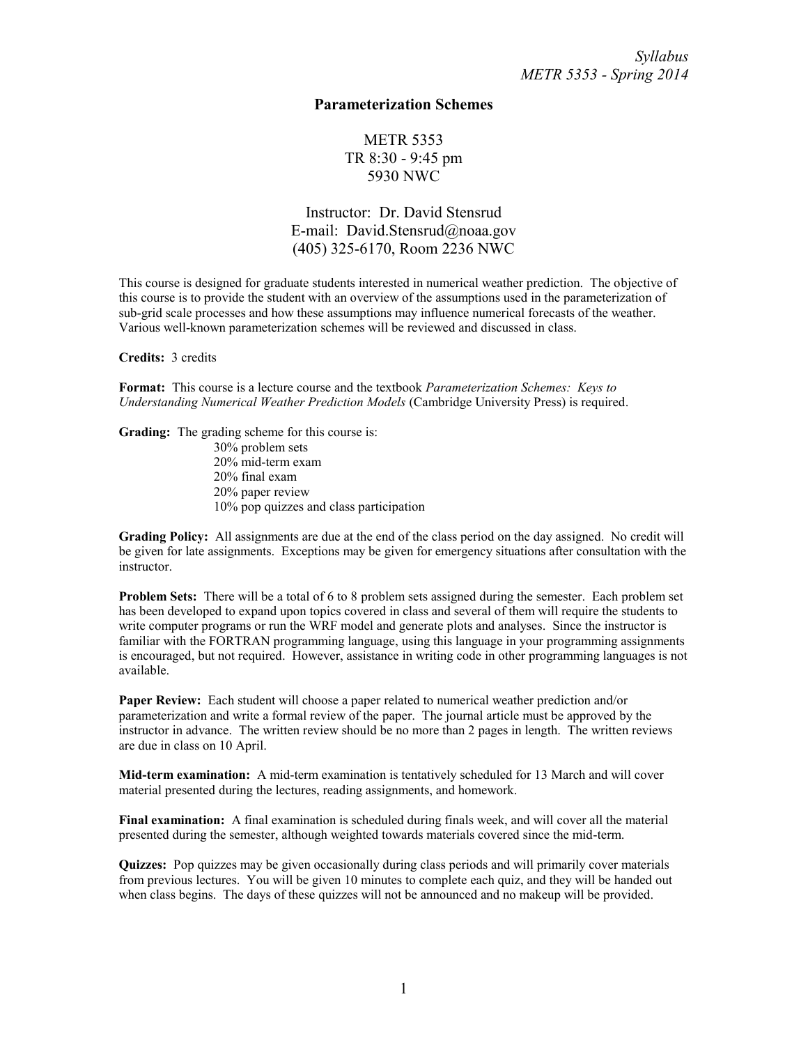## Parameterization Schemes

METR 5353
TR 8:30 - 9:45 pm
5930 NWC

Instructor: Dr. David Stensrud
E-mail: David.Stensrud@noaa.gov
(405) 325-6170, Room 2236 NWC

This course is designed for graduate students interested in numerical weather prediction. The objective of this course is to provide the student with an overview of the assumptions used in the parameterization of sub-grid scale processes and how these assumptions may influence numerical forecasts of the weather. Various well-known parameterization schemes will be reviewed and discussed in class.

**Credits:** 3 credits

**Format:** This course is a lecture course and the textbook *Parameterization Schemes: Keys to Understanding Numerical Weather Prediction Models* (Cambridge University Press) is required.

**Grading:** The grading scheme for this course is:

- 30% problem sets
- 20% mid-term exam
- 20% final exam
- 20% paper review
- 10% pop quizzes and class participation

**Grading Policy:** All assignments are due at the end of the class period on the day assigned. No credit will be given for late assignments. Exceptions may be given for emergency situations after consultation with the instructor.

**Problem Sets:** There will be a total of 6 to 8 problem sets assigned during the semester. Each problem set has been developed to expand upon topics covered in class and several of them will require the students to write computer programs or run the WRF model and generate plots and analyses. Since the instructor is familiar with the FORTRAN programming language, using this language in your programming assignments is encouraged, but not required. However, assistance in writing code in other programming languages is not available.

**Paper Review:** Each student will choose a paper related to numerical weather prediction and/or parameterization and write a formal review of the paper. The journal article must be approved by the instructor in advance. The written review should be no more than 2 pages in length. The written reviews are due in class on 10 April.

**Mid-term examination:** A mid-term examination is tentatively scheduled for 13 March and will cover material presented during the lectures, reading assignments, and homework.

**Final examination:** A final examination is scheduled during finals week, and will cover all the material presented during the semester, although weighted towards materials covered since the mid-term.

**Quizzes:** Pop quizzes may be given occasionally during class periods and will primarily cover materials from previous lectures. You will be given 10 minutes to complete each quiz, and they will be handed out when class begins. The days of these quizzes will not be announced and no makeup will be provided.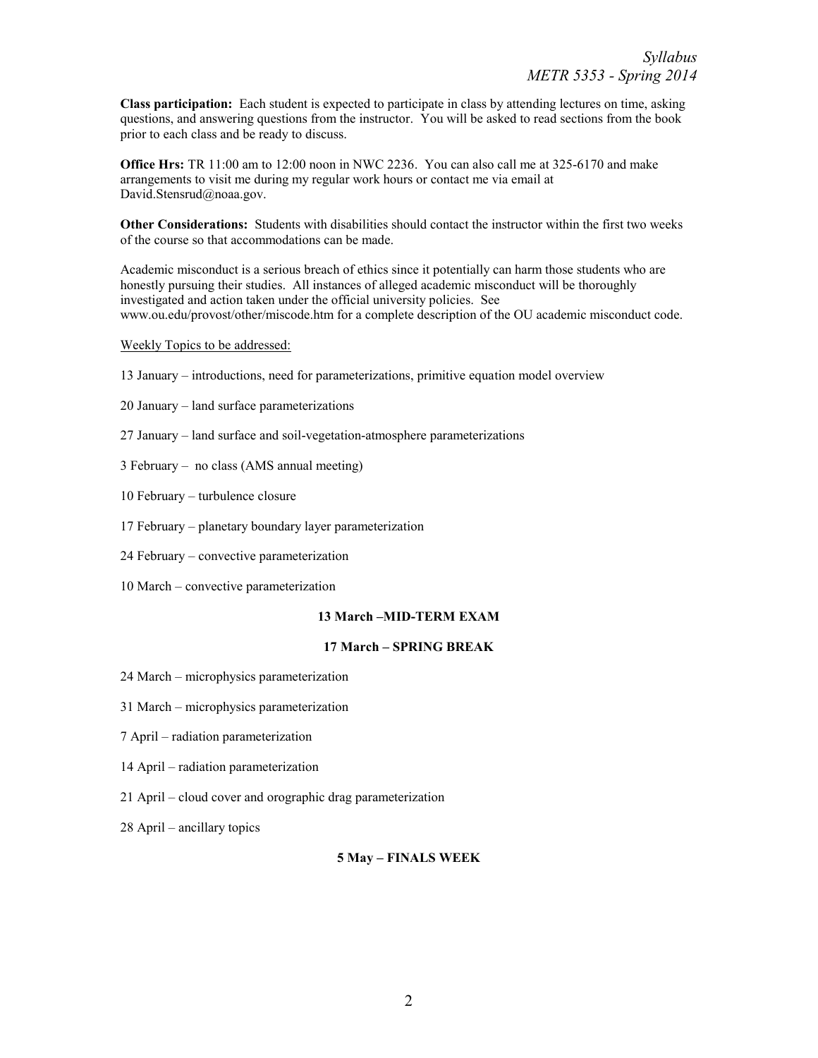**Class participation:** Each student is expected to participate in class by attending lectures on time, asking questions, and answering questions from the instructor. You will be asked to read sections from the book prior to each class and be ready to discuss.

**Office Hrs:** TR 11:00 am to 12:00 noon in NWC 2236. You can also call me at 325-6170 and make arrangements to visit me during my regular work hours or contact me via email at David.Stensrud@noaa.gov.

**Other Considerations:** Students with disabilities should contact the instructor within the first two weeks of the course so that accommodations can be made.

Academic misconduct is a serious breach of ethics since it potentially can harm those students who are honestly pursuing their studies. All instances of alleged academic misconduct will be thoroughly investigated and action taken under the official university policies. See www.ou.edu/provost/other/miscode.htm for a complete description of the OU academic misconduct code.

<u>Weekly Topics to be addressed:</u>

13 January – introductions, need for parameterizations, primitive equation model overview

20 January – land surface parameterizations

27 January – land surface and soil-vegetation-atmosphere parameterizations

3 February – no class (AMS annual meeting)

10 February – turbulence closure

17 February – planetary boundary layer parameterization

24 February – convective parameterization

10 March – convective parameterization

**13 March –MID-TERM EXAM**

**17 March – SPRING BREAK**

24 March – microphysics parameterization

31 March – microphysics parameterization

7 April – radiation parameterization

14 April – radiation parameterization

21 April – cloud cover and orographic drag parameterization

28 April – ancillary topics

**5 May – FINALS WEEK**